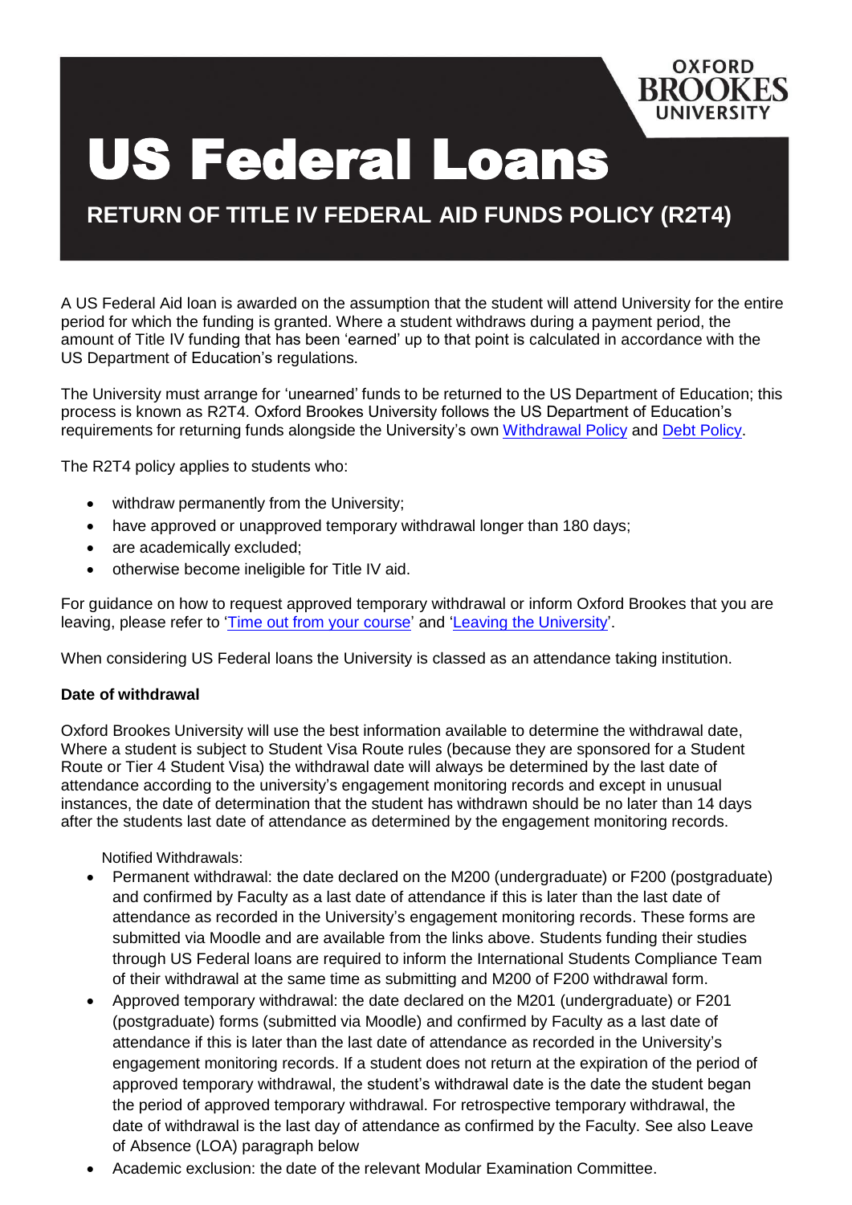# US Federal Loans

## RETURN OF TITLE IV FEDERAL AID FUNDS POLICY (R2T4)

A US Federal Aid loan is awarded on the assumption that the student will attend University for the entire period for which the funding is granted. Where a student withdraws during a payment period, the amount of Title IV funding that has been 'earned' up to that point is calculated in accordance with the US Department of Education's regulations.

The University must arrange for 'unearned' funds to be returned to the US Department of Education; this process is known as R2T4. Oxford Brookes University follows the US Department of Education's requirements for returning funds alongside the University's own Withdrawal Policy and Debt Policy.

The R2T4 policy applies to students who:

- withdraw permanently from the University;
- have approved or unapproved temporary withdrawal longer than 180 days;
- are academically excluded;
- otherwise become ineligible for Title IV aid.

For guidance on how to request approved temporary withdrawal or inform Oxford Brookes that you are leaving, please refer to 'Time out from your course' and 'Leaving the University'.

When considering US Federal loans the University is classed as an attendance taking institution.

**Date of withdrawal**

Oxford Brookes University will use the best information available to determine the withdrawal date, Where a student is subject to Student Visa Route rules (because they are sponsored for a Student Route or Tier 4 Student Visa) the withdrawal date will always be determined by the last date of attendance according to the university's engagement monitoring records and except in unusual instances, the date of determination that the student has withdrawn should be no later than 14 days after the students last date of attendance as determined by the engagement monitoring records.

Notified Withdrawals:

- Permanent withdrawal: the date declared on the M200 (undergraduate) or F200 (postgraduate) and confirmed by Faculty as a last date of attendance if this is later than the last date of attendance as recorded in the University's engagement monitoring records. These forms are submitted via Moodle and are available from the links above. Students funding their studies through US Federal loans are required to inform the International Students Compliance Team of their withdrawal at the same time as submitting and M200 of F200 withdrawal form.
- Approved temporary withdrawal: the date declared on the M201 (undergraduate) or F201 (postgraduate) forms (submitted via Moodle) and confirmed by Faculty as a last date of attendance if this is later than the last date of attendance as recorded in the University's engagement monitoring records. If a student does not return at the expiration of the period of approved temporary withdrawal, the student's withdrawal date is the date the student began the period of approved temporary withdrawal. For retrospective temporary withdrawal, the date of withdrawal is the last day of attendance as confirmed by the Faculty. See also Leave of Absence (LOA) paragraph below
- Academic exclusion: the date of the relevant Modular Examination Committee.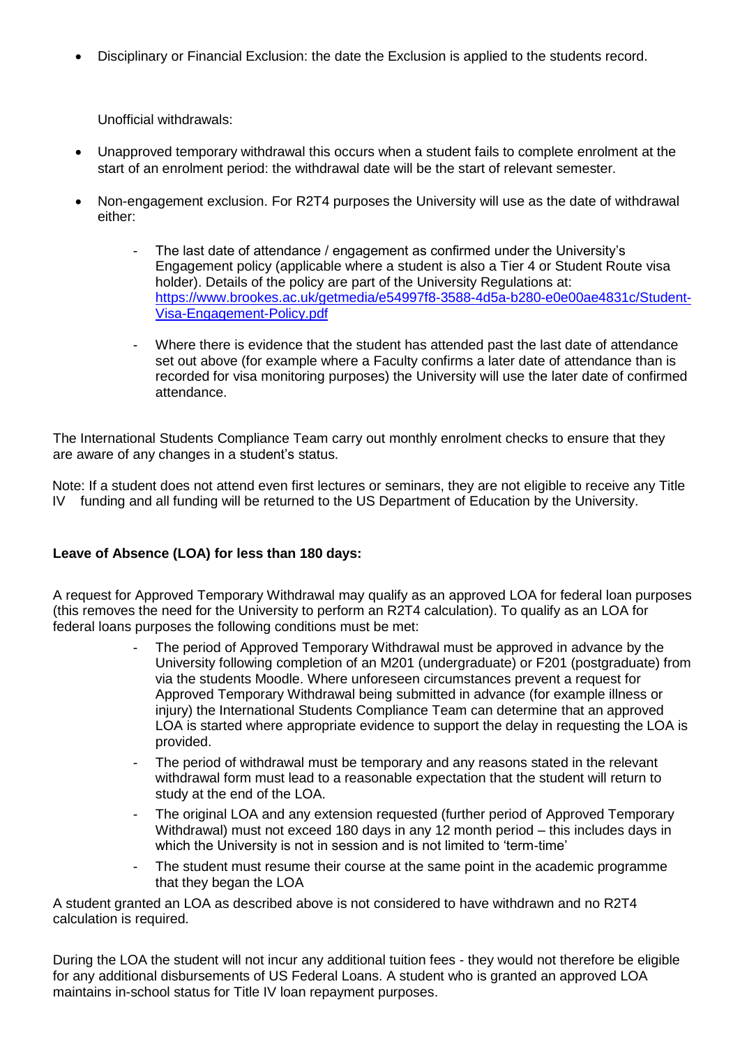- Disciplinary or Financial Exclusion: the date the Exclusion is applied to the students record.

Unofficial withdrawals:

- Unapproved temporary withdrawal this occurs when a student fails to complete enrolment at the start of an enrolment period: the withdrawal date will be the start of relevant semester.
- Non-engagement exclusion. For R2T4 purposes the University will use as the date of withdrawal either:
  - The last date of attendance / engagement as confirmed under the University's Engagement policy (applicable where a student is also a Tier 4 or Student Route visa holder). Details of the policy are part of the University Regulations at: [https://www.brookes.ac.uk/getmedia/e54997f8-3588-4d5a-b280-e0e00ae4831c/Student-Visa-Engagement-Policy.pdf](https://www.brookes.ac.uk/getmedia/e54997f8-3588-4d5a-b280-e0e00ae4831c/Student-Visa-Engagement-Policy.pdf)
  - Where there is evidence that the student has attended past the last date of attendance set out above (for example where a Faculty confirms a later date of attendance than is recorded for visa monitoring purposes) the University will use the later date of confirmed attendance.

The International Students Compliance Team carry out monthly enrolment checks to ensure that they are aware of any changes in a student's status.

Note: If a student does not attend even first lectures or seminars, they are not eligible to receive any Title IV funding and all funding will be returned to the US Department of Education by the University.

**Leave of Absence (LOA) for less than 180 days:**

A request for Approved Temporary Withdrawal may qualify as an approved LOA for federal loan purposes (this removes the need for the University to perform an R2T4 calculation). To qualify as an LOA for federal loans purposes the following conditions must be met:

- The period of Approved Temporary Withdrawal must be approved in advance by the University following completion of an M201 (undergraduate) or F201 (postgraduate) from via the students Moodle. Where unforeseen circumstances prevent a request for Approved Temporary Withdrawal being submitted in advance (for example illness or injury) the International Students Compliance Team can determine that an approved LOA is started where appropriate evidence to support the delay in requesting the LOA is provided.
- The period of withdrawal must be temporary and any reasons stated in the relevant withdrawal form must lead to a reasonable expectation that the student will return to study at the end of the LOA.
- The original LOA and any extension requested (further period of Approved Temporary Withdrawal) must not exceed 180 days in any 12 month period – this includes days in which the University is not in session and is not limited to 'term-time'
- The student must resume their course at the same point in the academic programme that they began the LOA

A student granted an LOA as described above is not considered to have withdrawn and no R2T4 calculation is required.

During the LOA the student will not incur any additional tuition fees - they would not therefore be eligible for any additional disbursements of US Federal Loans. A student who is granted an approved LOA maintains in-school status for Title IV loan repayment purposes.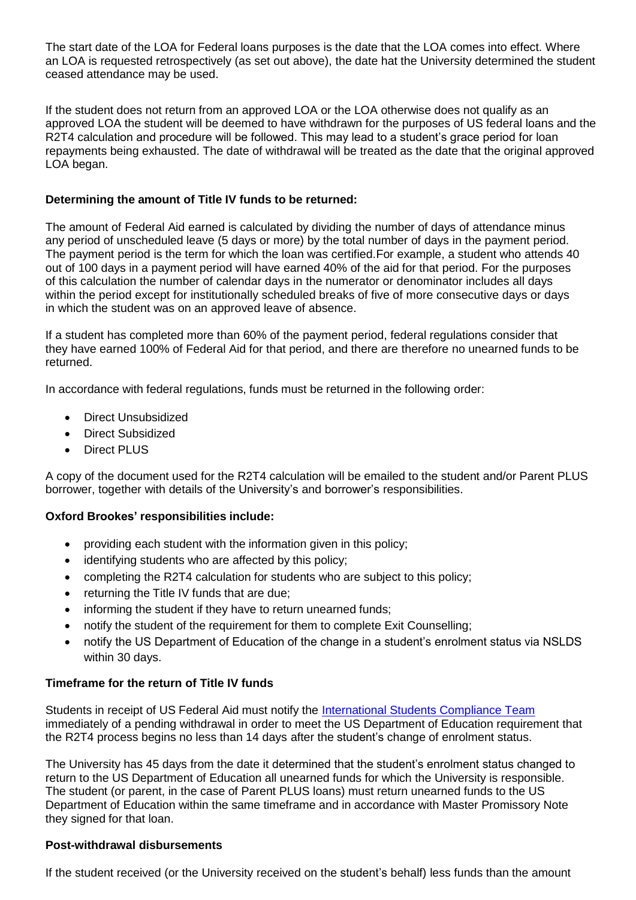The start date of the LOA for Federal loans purposes is the date that the LOA comes into effect. Where an LOA is requested retrospectively (as set out above), the date hat the University determined the student ceased attendance may be used.

If the student does not return from an approved LOA or the LOA otherwise does not qualify as an approved LOA the student will be deemed to have withdrawn for the purposes of US federal loans and the R2T4 calculation and procedure will be followed. This may lead to a student's grace period for loan repayments being exhausted. The date of withdrawal will be treated as the date that the original approved LOA began.

**Determining the amount of Title IV funds to be returned:**

The amount of Federal Aid earned is calculated by dividing the number of days of attendance minus any period of unscheduled leave (5 days or more) by the total number of days in the payment period. The payment period is the term for which the loan was certified.For example, a student who attends 40 out of 100 days in a payment period will have earned 40% of the aid for that period. For the purposes of this calculation the number of calendar days in the numerator or denominator includes all days within the period except for institutionally scheduled breaks of five of more consecutive days or days in which the student was on an approved leave of absence.

If a student has completed more than 60% of the payment period, federal regulations consider that they have earned 100% of Federal Aid for that period, and there are therefore no unearned funds to be returned.

In accordance with federal regulations, funds must be returned in the following order:

- Direct Unsubsidized
- Direct Subsidized
- Direct PLUS

A copy of the document used for the R2T4 calculation will be emailed to the student and/or Parent PLUS borrower, together with details of the University's and borrower's responsibilities.

**Oxford Brookes' responsibilities include:**

- providing each student with the information given in this policy;
- identifying students who are affected by this policy;
- completing the R2T4 calculation for students who are subject to this policy;
- returning the Title IV funds that are due;
- informing the student if they have to return unearned funds;
- notify the student of the requirement for them to complete Exit Counselling;
- notify the US Department of Education of the change in a student's enrolment status via NSLDS within 30 days.

**Timeframe for the return of Title IV funds**

Students in receipt of US Federal Aid must notify the International Students Compliance Team immediately of a pending withdrawal in order to meet the US Department of Education requirement that the R2T4 process begins no less than 14 days after the student's change of enrolment status.

The University has 45 days from the date it determined that the student's enrolment status changed to return to the US Department of Education all unearned funds for which the University is responsible. The student (or parent, in the case of Parent PLUS loans) must return unearned funds to the US Department of Education within the same timeframe and in accordance with Master Promissory Note they signed for that loan.

**Post-withdrawal disbursements**

If the student received (or the University received on the student's behalf) less funds than the amount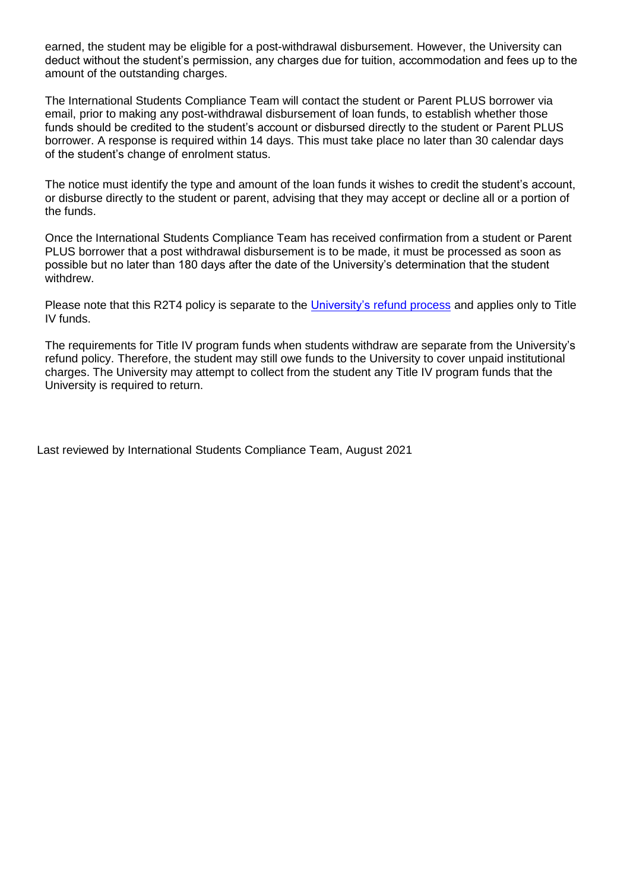earned, the student may be eligible for a post-withdrawal disbursement. However, the University can deduct without the student's permission, any charges due for tuition, accommodation and fees up to the amount of the outstanding charges.

The International Students Compliance Team will contact the student or Parent PLUS borrower via email, prior to making any post-withdrawal disbursement of loan funds, to establish whether those funds should be credited to the student's account or disbursed directly to the student or Parent PLUS borrower. A response is required within 14 days. This must take place no later than 30 calendar days of the student's change of enrolment status.

The notice must identify the type and amount of the loan funds it wishes to credit the student's account, or disburse directly to the student or parent, advising that they may accept or decline all or a portion of the funds.

Once the International Students Compliance Team has received confirmation from a student or Parent PLUS borrower that a post withdrawal disbursement is to be made, it must be processed as soon as possible but no later than 180 days after the date of the University's determination that the student withdrew.

Please note that this R2T4 policy is separate to the University's refund process and applies only to Title IV funds.

The requirements for Title IV program funds when students withdraw are separate from the University's refund policy. Therefore, the student may still owe funds to the University to cover unpaid institutional charges. The University may attempt to collect from the student any Title IV program funds that the University is required to return.

Last reviewed by International Students Compliance Team, August 2021